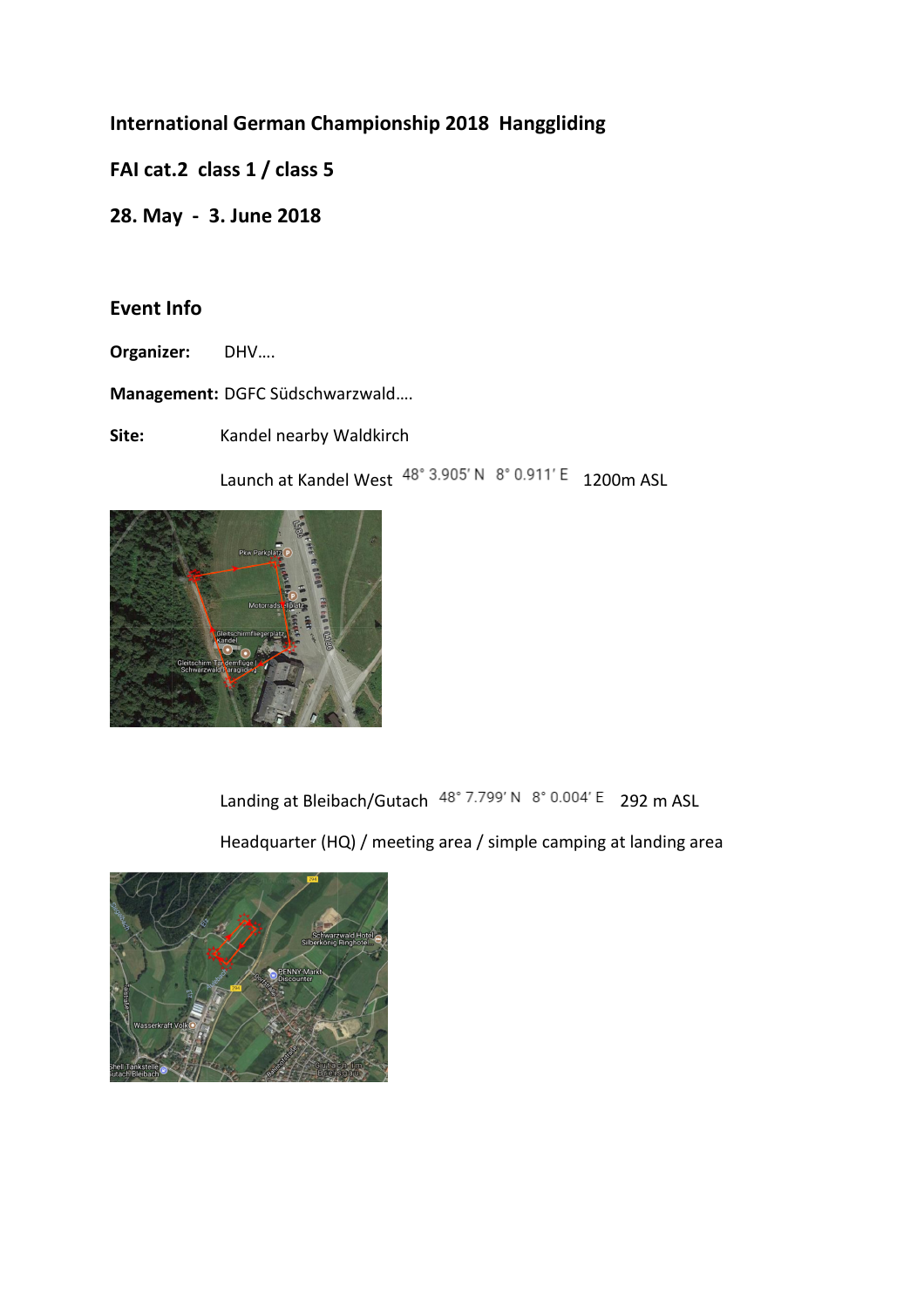**International German Championship 2018 Hanggliding**

**FAI cat.2 class 1 / class 5**

**28. May - 3. June 2018**

## Event Info

**Organizer:** DHV….

**Management:** DGFC Südschwarzwald….

**Site:** Kandel nearby Waldkirch

Launch at Kandel West 48° 3.905′ N 8° 0.911′ E 1200m ASL

Landing at Bleibach/Gutach 48° 7.799′ N 8° 0.004′ E 292 m ASL

Headquarter (HQ) / meeting area / simple camping at landing area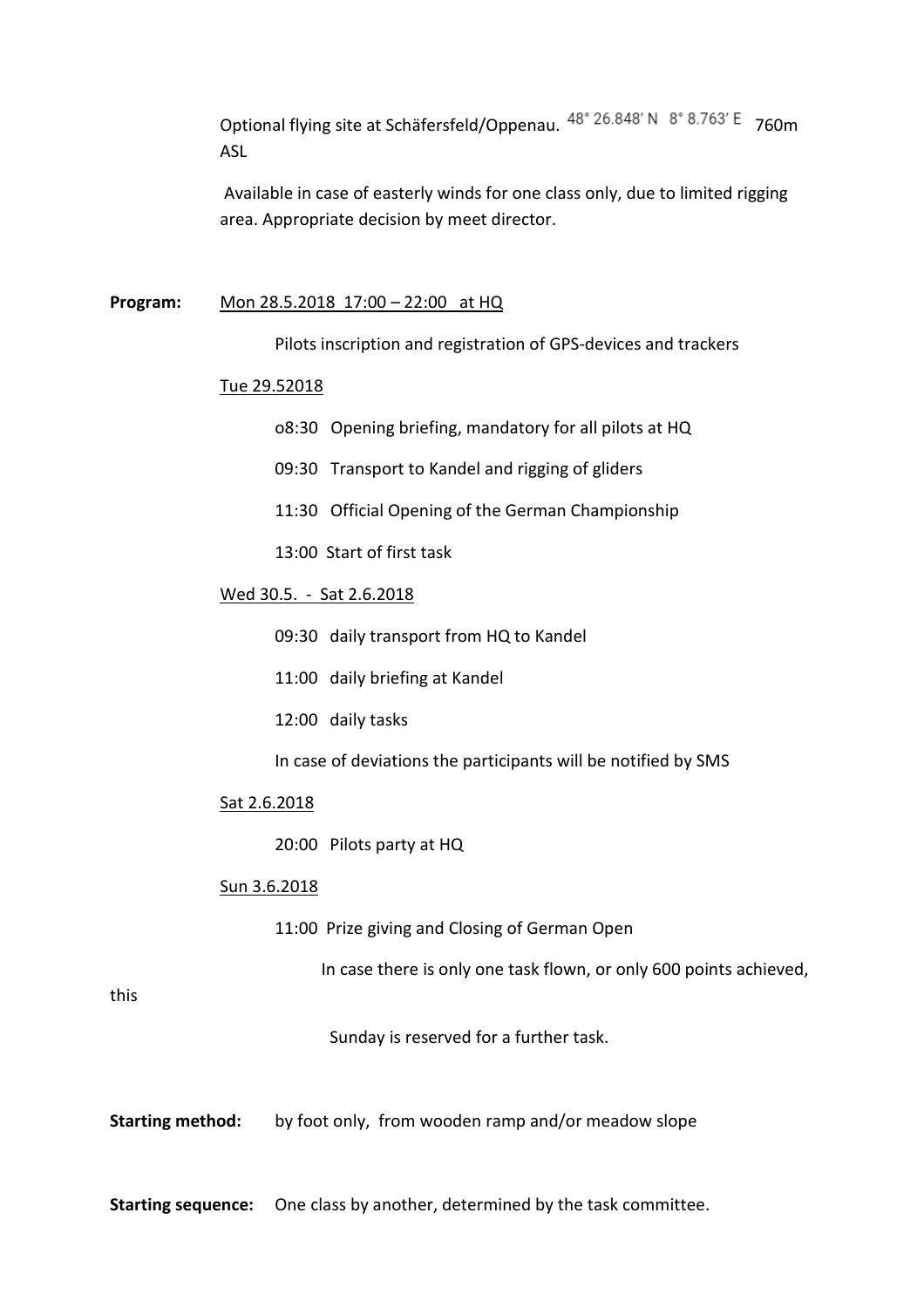Optional flying site at Schäfersfeld/Oppenau. 48° 26.848′ N 8° 8.763′ E 760m ASL

Available in case of easterly winds for one class only, due to limited rigging area. Appropriate decision by meet director.

**Program:** Mon 28.5.2018 17:00 – 22:00 at HQ

Pilots inscription and registration of GPS-devices and trackers

Tue 29.52018

o8:30 Opening briefing, mandatory for all pilots at HQ

09:30 Transport to Kandel and rigging of gliders

11:30 Official Opening of the German Championship

13:00 Start of first task

Wed 30.5. - Sat 2.6.2018

09:30 daily transport from HQ to Kandel

11:00 daily briefing at Kandel

12:00 daily tasks

In case of deviations the participants will be notified by SMS

Sat 2.6.2018

20:00 Pilots party at HQ

Sun 3.6.2018

11:00 Prize giving and Closing of German Open

In case there is only one task flown, or only 600 points achieved, this

Sunday is reserved for a further task.

**Starting method:** by foot only, from wooden ramp and/or meadow slope

**Starting sequence:** One class by another, determined by the task committee.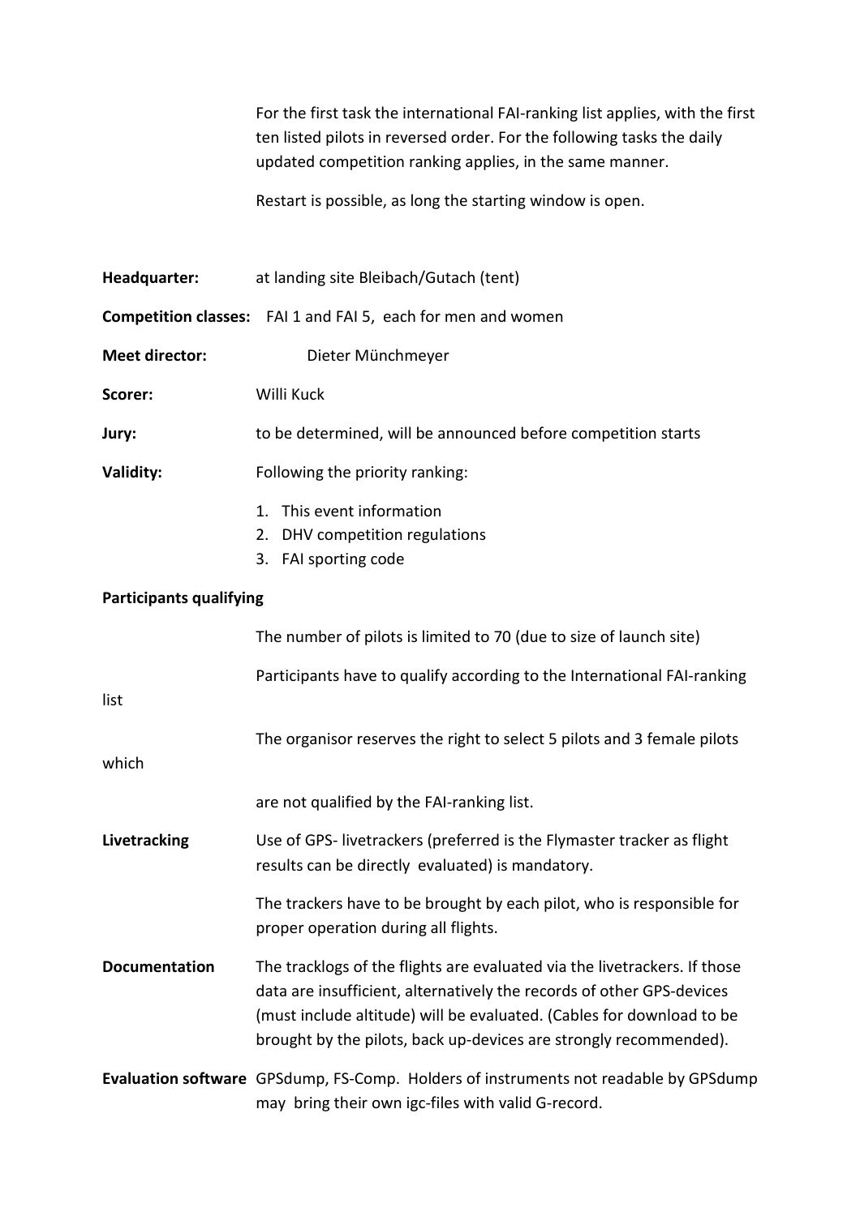For the first task the international FAI-ranking list applies, with the first ten listed pilots in reversed order. For the following tasks the daily updated competition ranking applies, in the same manner.

Restart is possible, as long the starting window is open.

**Headquarter:** at landing site Bleibach/Gutach (tent)

**Competition classes:** FAI 1 and FAI 5, each for men and women

**Meet director:** Dieter Münchmeyer

**Scorer:** Willi Kuck

**Jury:** to be determined, will be announced before competition starts

**Validity:** Following the priority ranking:

1. This event information
2. DHV competition regulations
3. FAI sporting code

**Participants qualifying**

The number of pilots is limited to 70 (due to size of launch site)

Participants have to qualify according to the International FAI-ranking list

The organisor reserves the right to select 5 pilots and 3 female pilots which

are not qualified by the FAI-ranking list.

**Livetracking** Use of GPS- livetrackers (preferred is the Flymaster tracker as flight results can be directly evaluated) is mandatory.

The trackers have to be brought by each pilot, who is responsible for proper operation during all flights.

**Documentation** The tracklogs of the flights are evaluated via the livetrackers. If those data are insufficient, alternatively the records of other GPS-devices (must include altitude) will be evaluated. (Cables for download to be brought by the pilots, back up-devices are strongly recommended).

**Evaluation software** GPSdump, FS-Comp. Holders of instruments not readable by GPSdump may bring their own igc-files with valid G-record.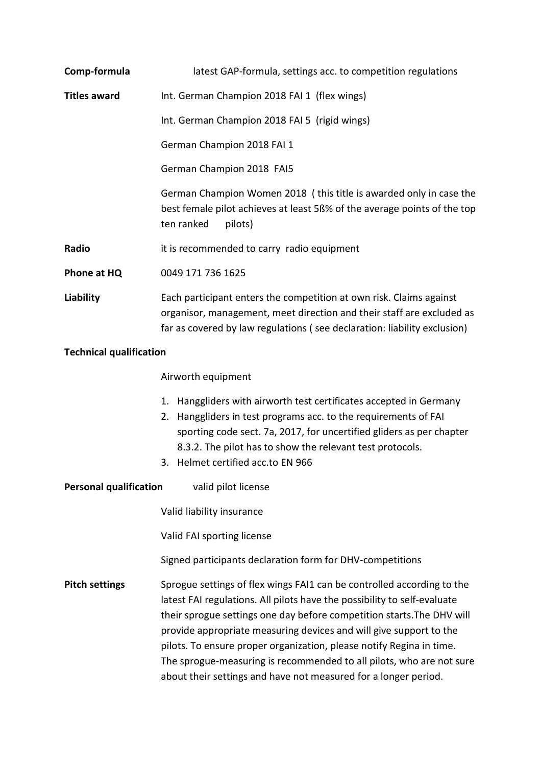**Comp-formula** latest GAP-formula, settings acc. to competition regulations

**Titles award** Int. German Champion 2018 FAI 1 (flex wings)

Int. German Champion 2018 FAI 5 (rigid wings)

German Champion 2018 FAI 1

German Champion 2018 FAI5

German Champion Women 2018 ( this title is awarded only in case the best female pilot achieves at least 5ß% of the average points of the top ten ranked pilots)

**Radio** it is recommended to carry radio equipment

**Phone at HQ** 0049 171 736 1625

**Liability** Each participant enters the competition at own risk. Claims against organisor, management, meet direction and their staff are excluded as far as covered by law regulations ( see declaration: liability exclusion)

**Technical qualification**

Airworth equipment

1. Hanggliders with airworth test certificates accepted in Germany
2. Hanggliders in test programs acc. to the requirements of FAI sporting code sect. 7a, 2017, for uncertified gliders as per chapter 8.3.2. The pilot has to show the relevant test protocols.
3. Helmet certified acc.to EN 966

**Personal qualification** valid pilot license

Valid liability insurance

Valid FAI sporting license

Signed participants declaration form for DHV-competitions

**Pitch settings** Sprogue settings of flex wings FAI1 can be controlled according to the latest FAI regulations. All pilots have the possibility to self-evaluate their sprogue settings one day before competition starts.The DHV will provide appropriate measuring devices and will give support to the pilots. To ensure proper organization, please notify Regina in time. The sprogue-measuring is recommended to all pilots, who are not sure about their settings and have not measured for a longer period.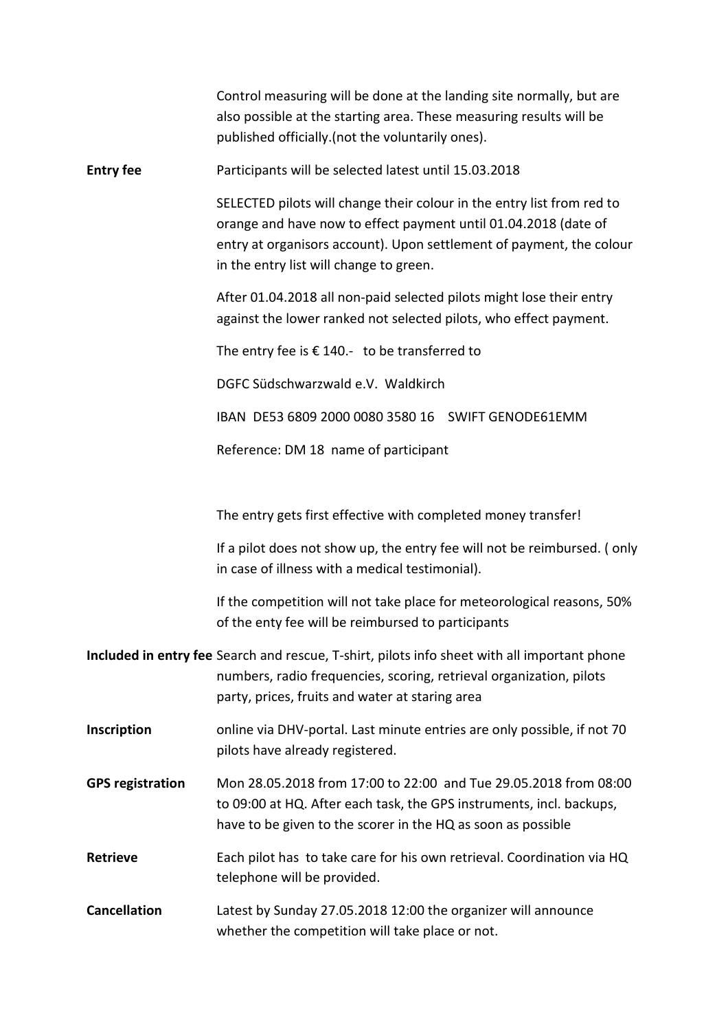Control measuring will be done at the landing site normally, but are also possible at the starting area. These measuring results will be published officially.(not the voluntarily ones).

**Entry fee**

Participants will be selected latest until 15.03.2018

SELECTED pilots will change their colour in the entry list from red to orange and have now to effect payment until 01.04.2018 (date of entry at organisors account). Upon settlement of payment, the colour in the entry list will change to green.

After 01.04.2018 all non-paid selected pilots might lose their entry against the lower ranked not selected pilots, who effect payment.

The entry fee is € 140.- to be transferred to

DGFC Südschwarzwald e.V. Waldkirch

IBAN DE53 6809 2000 0080 3580 16 SWIFT GENODE61EMM

Reference: DM 18 name of participant

The entry gets first effective with completed money transfer!

If a pilot does not show up, the entry fee will not be reimbursed. ( only in case of illness with a medical testimonial).

If the competition will not take place for meteorological reasons, 50% of the enty fee will be reimbursed to participants

**Included in entry fee**

Search and rescue, T-shirt, pilots info sheet with all important phone numbers, radio frequencies, scoring, retrieval organization, pilots party, prices, fruits and water at staring area

**Inscription**

online via DHV-portal. Last minute entries are only possible, if not 70 pilots have already registered.

**GPS registration**

Mon 28.05.2018 from 17:00 to 22:00 and Tue 29.05.2018 from 08:00 to 09:00 at HQ. After each task, the GPS instruments, incl. backups, have to be given to the scorer in the HQ as soon as possible

**Retrieve**

Each pilot has to take care for his own retrieval. Coordination via HQ telephone will be provided.

**Cancellation**

Latest by Sunday 27.05.2018 12:00 the organizer will announce whether the competition will take place or not.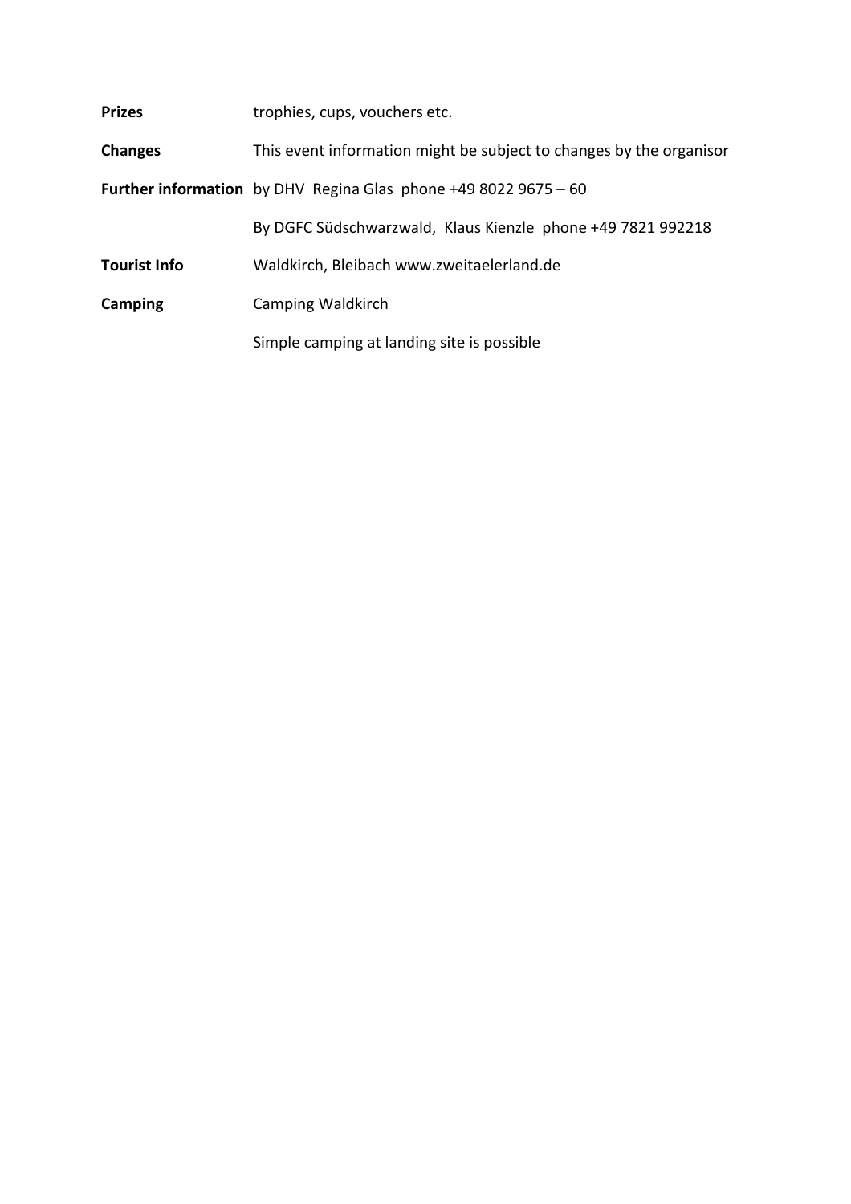| | |
|---|---|
| **Prizes** | trophies, cups, vouchers etc. |
| **Changes** | This event information might be subject to changes by the organisor |
| **Further information** | by DHV Regina Glas phone +49 8022 9675 – 60 |
| | By DGFC Südschwarzwald, Klaus Kienzle phone +49 7821 992218 |
| **Tourist Info** | Waldkirch, Bleibach www.zweitaelerland.de |
| **Camping** | Camping Waldkirch |
| | Simple camping at landing site is possible |